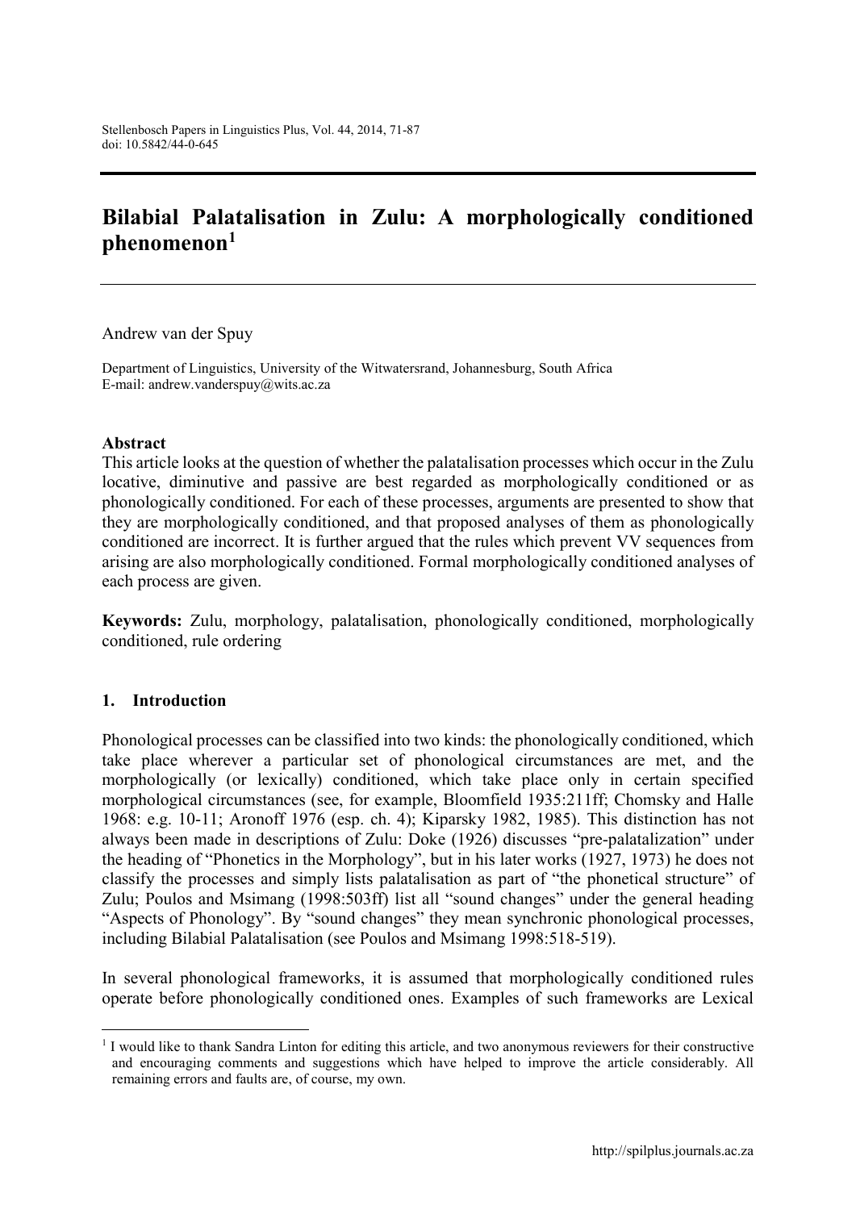# Bilabial Palatalisation in Zulu: A morphologically conditioned phenomenon[1]

Andrew van der Spuy

Department of Linguistics, University of the Witwatersrand, Johannesburg, South Africa
E-mail: andrew.vanderspuy@wits.ac.za

**Abstract**

This article looks at the question of whether the palatalisation processes which occur in the Zulu locative, diminutive and passive are best regarded as morphologically conditioned or as phonologically conditioned. For each of these processes, arguments are presented to show that they are morphologically conditioned, and that proposed analyses of them as phonologically conditioned are incorrect. It is further argued that the rules which prevent VV sequences from arising are also morphologically conditioned. Formal morphologically conditioned analyses of each process are given.

**Keywords:** Zulu, morphology, palatalisation, phonologically conditioned, morphologically conditioned, rule ordering

## 1. Introduction

Phonological processes can be classified into two kinds: the phonologically conditioned, which take place wherever a particular set of phonological circumstances are met, and the morphologically (or lexically) conditioned, which take place only in certain specified morphological circumstances (see, for example, Bloomfield 1935:211ff; Chomsky and Halle 1968: e.g. 10-11; Aronoff 1976 (esp. ch. 4); Kiparsky 1982, 1985). This distinction has not always been made in descriptions of Zulu: Doke (1926) discusses "pre-palatalization" under the heading of "Phonetics in the Morphology", but in his later works (1927, 1973) he does not classify the processes and simply lists palatalisation as part of "the phonetical structure" of Zulu; Poulos and Msimang (1998:503ff) list all "sound changes" under the general heading "Aspects of Phonology". By "sound changes" they mean synchronic phonological processes, including Bilabial Palatalisation (see Poulos and Msimang 1998:518-519).

In several phonological frameworks, it is assumed that morphologically conditioned rules operate before phonologically conditioned ones. Examples of such frameworks are Lexical

[1] I would like to thank Sandra Linton for editing this article, and two anonymous reviewers for their constructive and encouraging comments and suggestions which have helped to improve the article considerably. All remaining errors and faults are, of course, my own.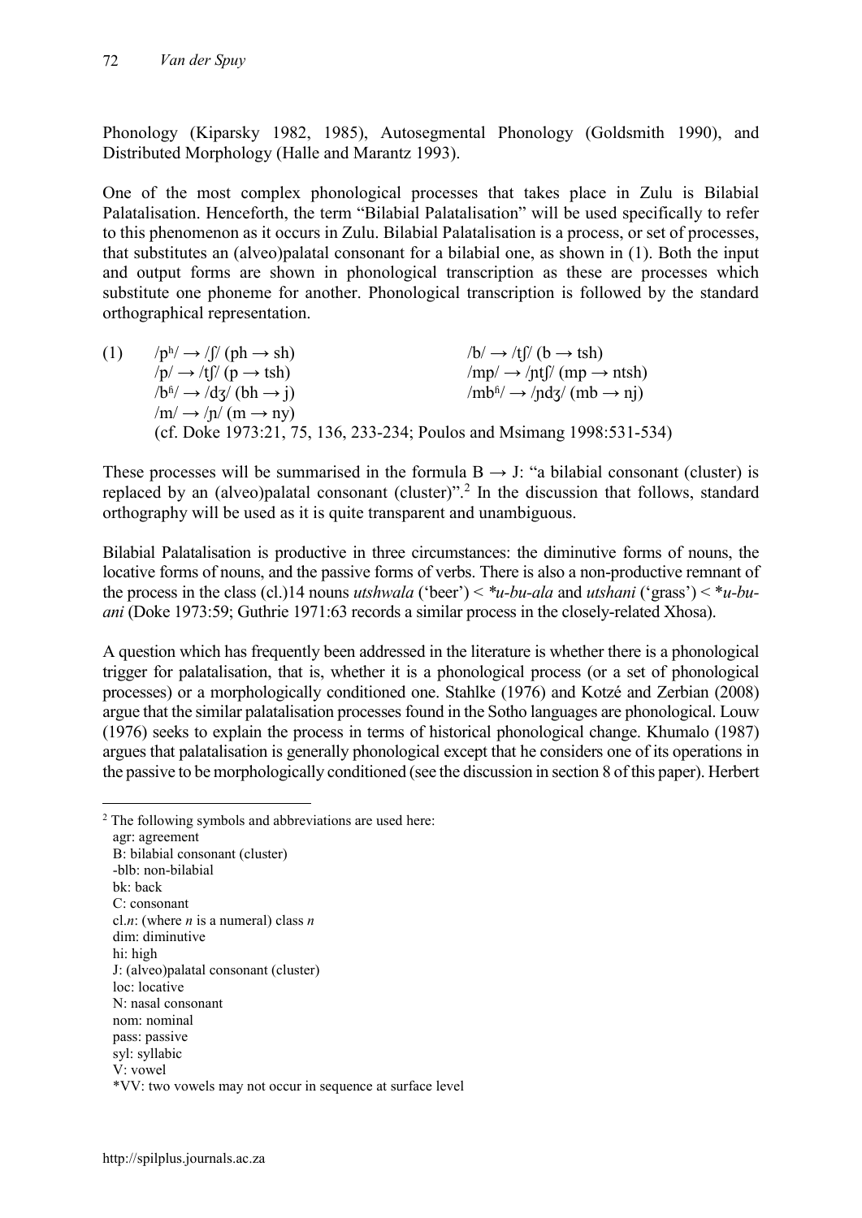Phonology (Kiparsky 1982, 1985), Autosegmental Phonology (Goldsmith 1990), and Distributed Morphology (Halle and Marantz 1993).

One of the most complex phonological processes that takes place in Zulu is Bilabial Palatalisation. Henceforth, the term "Bilabial Palatalisation" will be used specifically to refer to this phenomenon as it occurs in Zulu. Bilabial Palatalisation is a process, or set of processes, that substitutes an (alveo)palatal consonant for a bilabial one, as shown in (1). Both the input and output forms are shown in phonological transcription as these are processes which substitute one phoneme for another. Phonological transcription is followed by the standard orthographical representation.

(1) /pʰ/ → /ʃ/ (ph → sh) /b/ → /tʃ/ (b → tsh)
/p/ → /tʃ/ (p → tsh) /mp/ → /ɲtʃ/ (mp → ntsh)
/bʱ/ → /dʒ/ (bh → j) /mbʱ/ → /ɲdʒ/ (mb → nj)
/m/ → /ɲ/ (m → ny)
(cf. Doke 1973:21, 75, 136, 233-234; Poulos and Msimang 1998:531-534)

These processes will be summarised in the formula B → J: "a bilabial consonant (cluster) is replaced by an (alveo)palatal consonant (cluster)".[2] In the discussion that follows, standard orthography will be used as it is quite transparent and unambiguous.

Bilabial Palatalisation is productive in three circumstances: the diminutive forms of nouns, the locative forms of nouns, and the passive forms of verbs. There is also a non-productive remnant of the process in the class (cl.)14 nouns *utshwala* ('beer') < *\*u-bu-ala* and *utshani* ('grass') < *\*u-bu-ani* (Doke 1973:59; Guthrie 1971:63 records a similar process in the closely-related Xhosa).

A question which has frequently been addressed in the literature is whether there is a phonological trigger for palatalisation, that is, whether it is a phonological process (or a set of phonological processes) or a morphologically conditioned one. Stahlke (1976) and Kotzé and Zerbian (2008) argue that the similar palatalisation processes found in the Sotho languages are phonological. Louw (1976) seeks to explain the process in terms of historical phonological change. Khumalo (1987) argues that palatalisation is generally phonological except that he considers one of its operations in the passive to be morphologically conditioned (see the discussion in section 8 of this paper). Herbert

---

[2] The following symbols and abbreviations are used here:
agr: agreement
B: bilabial consonant (cluster)
-blb: non-bilabial
bk: back
C: consonant
cl.*n*: (where *n* is a numeral) class *n*
dim: diminutive
hi: high
J: (alveo)palatal consonant (cluster)
loc: locative
N: nasal consonant
nom: nominal
pass: passive
syl: syllabic
V: vowel
*VV: two vowels may not occur in sequence at surface level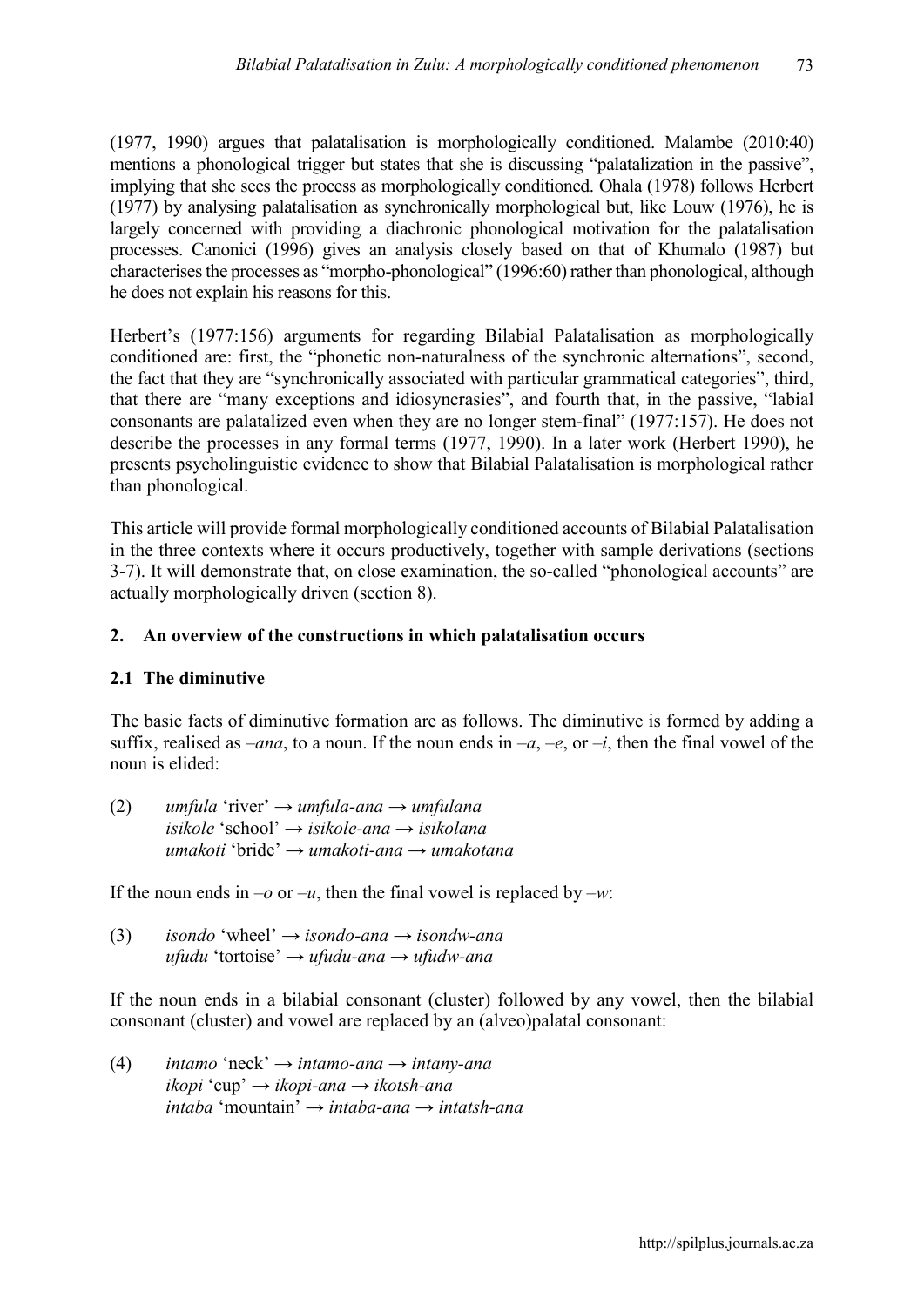(1977, 1990) argues that palatalisation is morphologically conditioned. Malambe (2010:40) mentions a phonological trigger but states that she is discussing "palatalization in the passive", implying that she sees the process as morphologically conditioned. Ohala (1978) follows Herbert (1977) by analysing palatalisation as synchronically morphological but, like Louw (1976), he is largely concerned with providing a diachronic phonological motivation for the palatalisation processes. Canonici (1996) gives an analysis closely based on that of Khumalo (1987) but characterises the processes as "morpho-phonological" (1996:60) rather than phonological, although he does not explain his reasons for this.

Herbert's (1977:156) arguments for regarding Bilabial Palatalisation as morphologically conditioned are: first, the "phonetic non-naturalness of the synchronic alternations", second, the fact that they are "synchronically associated with particular grammatical categories", third, that there are "many exceptions and idiosyncrasies", and fourth that, in the passive, "labial consonants are palatalized even when they are no longer stem-final" (1977:157). He does not describe the processes in any formal terms (1977, 1990). In a later work (Herbert 1990), he presents psycholinguistic evidence to show that Bilabial Palatalisation is morphological rather than phonological.

This article will provide formal morphologically conditioned accounts of Bilabial Palatalisation in the three contexts where it occurs productively, together with sample derivations (sections 3-7). It will demonstrate that, on close examination, the so-called "phonological accounts" are actually morphologically driven (section 8).

## 2. An overview of the constructions in which palatalisation occurs

### 2.1 The diminutive

The basic facts of diminutive formation are as follows. The diminutive is formed by adding a suffix, realised as *–ana*, to a noun. If the noun ends in *–a*, *–e*, or *–i*, then the final vowel of the noun is elided:

(2) *umfula* 'river' → *umfula-ana* → *umfulana*
*isikole* 'school' → *isikole-ana* → *isikolana*
*umakoti* 'bride' → *umakoti-ana* → *umakotana*

If the noun ends in *–o* or *–u*, then the final vowel is replaced by *–w*:

(3) *isondo* 'wheel' → *isondo-ana* → *isondw-ana*
*ufudu* 'tortoise' → *ufudu-ana* → *ufudw-ana*

If the noun ends in a bilabial consonant (cluster) followed by any vowel, then the bilabial consonant (cluster) and vowel are replaced by an (alveo)palatal consonant:

(4) *intamo* 'neck' → *intamo-ana* → *intany-ana*
*ikopi* 'cup' → *ikopi-ana* → *ikotsh-ana*
*intaba* 'mountain' → *intaba-ana* → *intatsh-ana*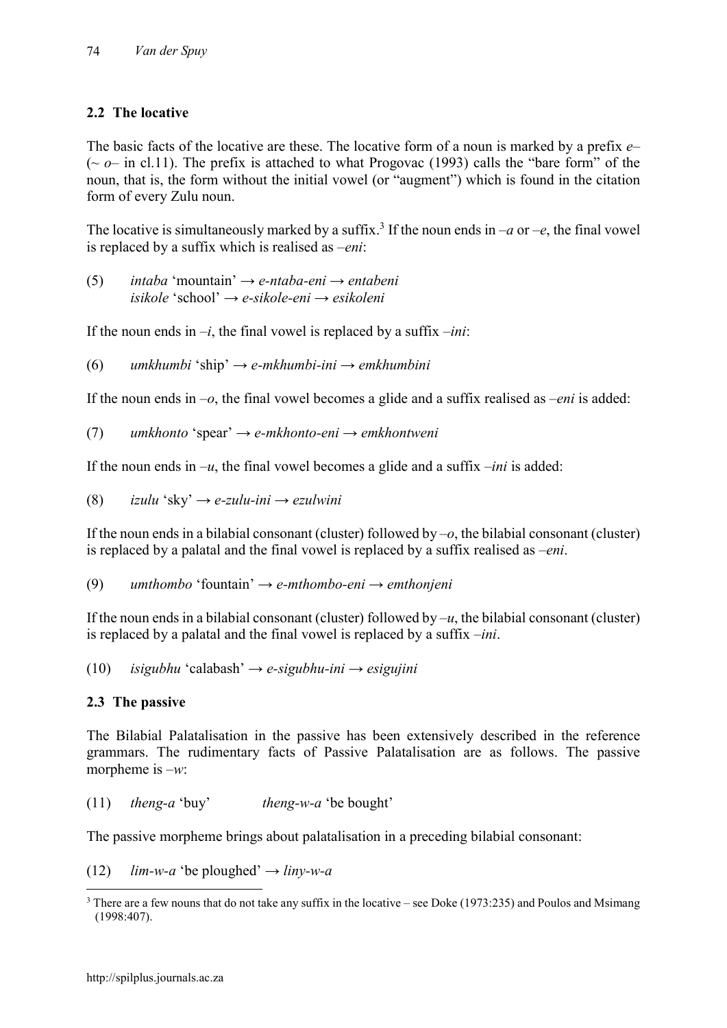## 2.2 The locative

The basic facts of the locative are these. The locative form of a noun is marked by a prefix *e–* (~ *o–* in cl.11). The prefix is attached to what Progovac (1993) calls the "bare form" of the noun, that is, the form without the initial vowel (or "augment") which is found in the citation form of every Zulu noun.

The locative is simultaneously marked by a suffix.[3] If the noun ends in *–a* or *–e*, the final vowel is replaced by a suffix which is realised as *–eni*:

(5) *intaba* 'mountain' → *e-ntaba-eni* → *entabeni*
*isikole* 'school' → *e-sikole-eni* → *esikoleni*

If the noun ends in *–i*, the final vowel is replaced by a suffix *–ini*:

(6) *umkhumbi* 'ship' → *e-mkhumbi-ini* → *emkhumbini*

If the noun ends in *–o*, the final vowel becomes a glide and a suffix realised as *–eni* is added:

(7) *umkhonto* 'spear' → *e-mkhonto-eni* → *emkhontweni*

If the noun ends in *–u*, the final vowel becomes a glide and a suffix *–ini* is added:

(8) *izulu* 'sky' → *e-zulu-ini* → *ezulwini*

If the noun ends in a bilabial consonant (cluster) followed by *–o*, the bilabial consonant (cluster) is replaced by a palatal and the final vowel is replaced by a suffix realised as *–eni*.

(9) *umthombo* 'fountain' → *e-mthombo-eni* → *emthonjeni*

If the noun ends in a bilabial consonant (cluster) followed by *–u*, the bilabial consonant (cluster) is replaced by a palatal and the final vowel is replaced by a suffix *–ini*.

(10) *isigubhu* 'calabash' → *e-sigubhu-ini* → *esigujini*

## 2.3 The passive

The Bilabial Palatalisation in the passive has been extensively described in the reference grammars. The rudimentary facts of Passive Palatalisation are as follows. The passive morpheme is *–w*:

(11) *theng-a* 'buy' *theng-w-a* 'be bought'

The passive morpheme brings about palatalisation in a preceding bilabial consonant:

(12) *lim-w-a* 'be ploughed' → *liny-w-a*

[3] There are a few nouns that do not take any suffix in the locative – see Doke (1973:235) and Poulos and Msimang (1998:407).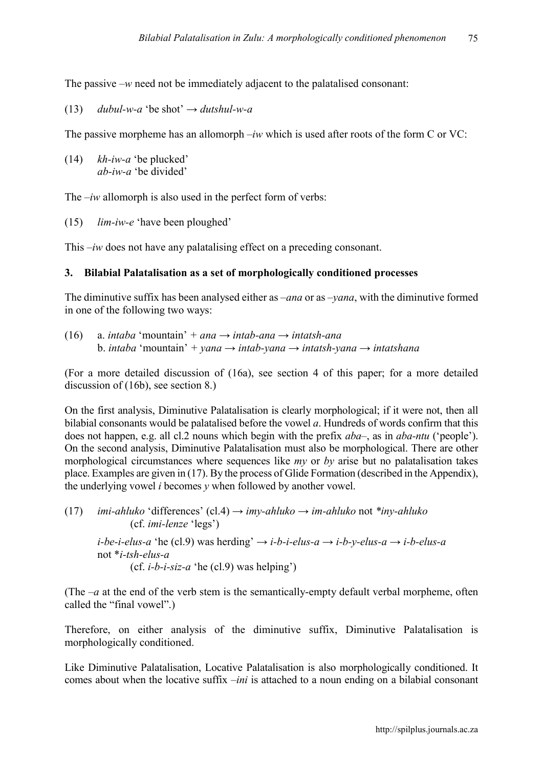The passive *–w* need not be immediately adjacent to the palatalised consonant:

(13) *dubul-w-a* 'be shot' → *dutshul-w-a*

The passive morpheme has an allomorph *–iw* which is used after roots of the form C or VC:

(14) *kh-iw-a* 'be plucked'
*ab-iw-a* 'be divided'

The *–iw* allomorph is also used in the perfect form of verbs:

(15) *lim-iw-e* 'have been ploughed'

This *–iw* does not have any palatalising effect on a preceding consonant.

## 3. Bilabial Palatalisation as a set of morphologically conditioned processes

The diminutive suffix has been analysed either as *–ana* or as *–yana*, with the diminutive formed in one of the following two ways:

(16) a. *intaba* 'mountain' + *ana* → *intab-ana* → *intatsh-ana*
b. *intaba* 'mountain' + *yana* → *intab-yana* → *intatsh-yana* → *intatshana*

(For a more detailed discussion of (16a), see section 4 of this paper; for a more detailed discussion of (16b), see section 8.)

On the first analysis, Diminutive Palatalisation is clearly morphological; if it were not, then all bilabial consonants would be palatalised before the vowel *a*. Hundreds of words confirm that this does not happen, e.g. all cl.2 nouns which begin with the prefix *aba–*, as in *aba-ntu* ('people'). On the second analysis, Diminutive Palatalisation must also be morphological. There are other morphological circumstances where sequences like *my* or *by* arise but no palatalisation takes place. Examples are given in (17). By the process of Glide Formation (described in the Appendix), the underlying vowel *i* becomes *y* when followed by another vowel.

(17) *imi-ahluko* 'differences' (cl.4) → *imy-ahluko* → *im-ahluko* not *\*iny-ahluko*
(cf. *imi-lenze* 'legs')
*i-be-i-elus-a* 'he (cl.9) was herding' → *i-b-i-elus-a* → *i-b-y-elus-a* → *i-b-elus-a* not \**i-tsh-elus-a*
(cf. *i-b-i-siz-a* 'he (cl.9) was helping')

(The *–a* at the end of the verb stem is the semantically-empty default verbal morpheme, often called the "final vowel".)

Therefore, on either analysis of the diminutive suffix, Diminutive Palatalisation is morphologically conditioned.

Like Diminutive Palatalisation, Locative Palatalisation is also morphologically conditioned. It comes about when the locative suffix *–ini* is attached to a noun ending on a bilabial consonant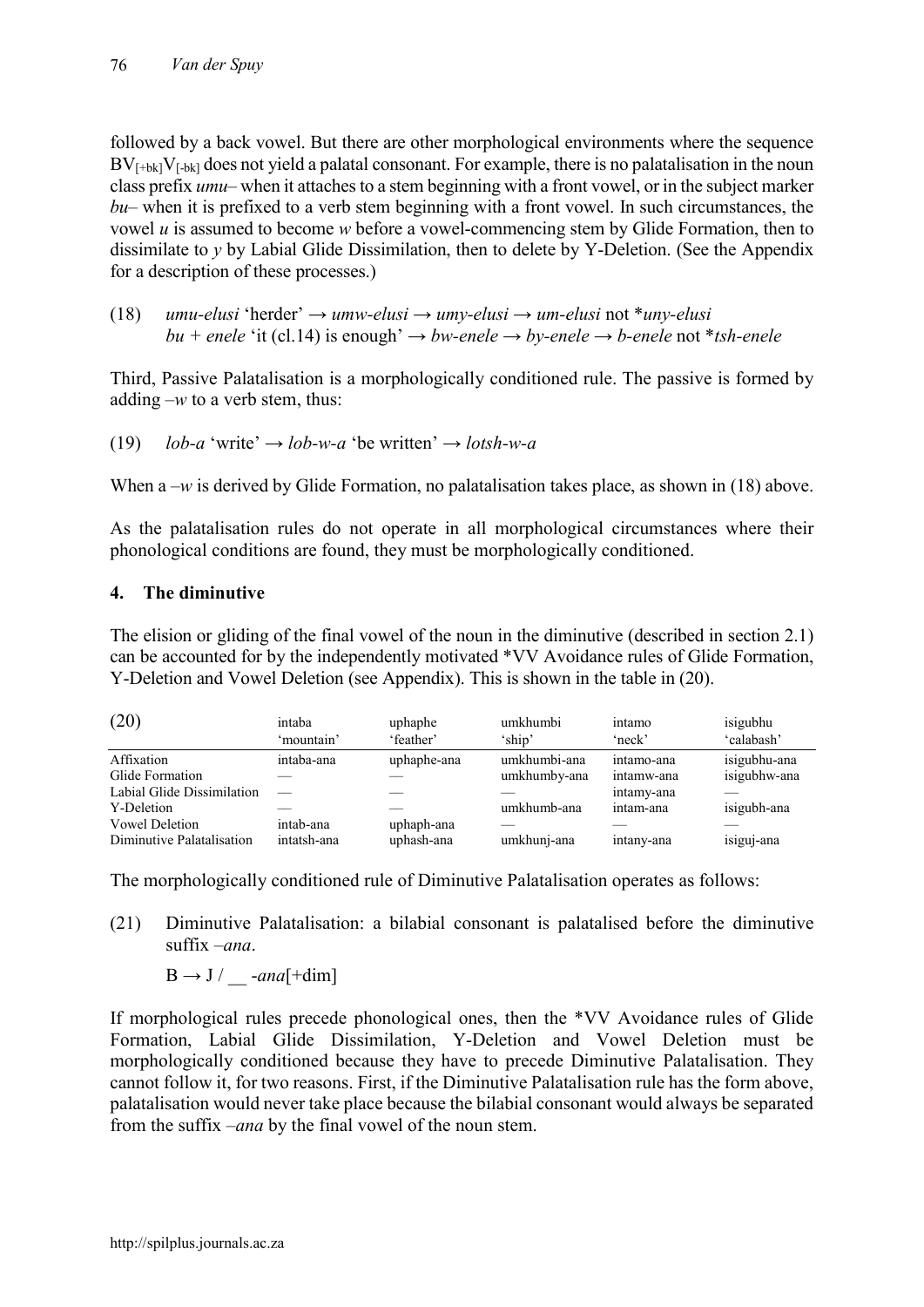followed by a back vowel. But there are other morphological environments where the sequence $BV_{[+bk]}V_{[-bk]}$ does not yield a palatal consonant. For example, there is no palatalisation in the noun class prefix *umu–* when it attaches to a stem beginning with a front vowel, or in the subject marker *bu–* when it is prefixed to a verb stem beginning with a front vowel. In such circumstances, the vowel *u* is assumed to become *w* before a vowel-commencing stem by Glide Formation, then to dissimilate to *y* by Labial Glide Dissimilation, then to delete by Y-Deletion. (See the Appendix for a description of these processes.)

(18) *umu-elusi* 'herder' → *umw-elusi* → *umy-elusi* → *um-elusi* not \**uny-elusi*
*bu* + *enele* 'it (cl.14) is enough' → *bw-enele* → *by-enele* → *b-enele* not \**tsh-enele*

Third, Passive Palatalisation is a morphologically conditioned rule. The passive is formed by adding *–w* to a verb stem, thus:

(19) *lob-a* 'write' → *lob-w-a* 'be written' → *lotsh-w-a*

When a *–w* is derived by Glide Formation, no palatalisation takes place, as shown in (18) above.

As the palatalisation rules do not operate in all morphological circumstances where their phonological conditions are found, they must be morphologically conditioned.

## 4. The diminutive

The elision or gliding of the final vowel of the noun in the diminutive (described in section 2.1) can be accounted for by the independently motivated \*VV Avoidance rules of Glide Formation, Y-Deletion and Vowel Deletion (see Appendix). This is shown in the table in (20).

| (20) | intaba 'mountain' | uphaphe 'feather' | umkhumbi 'ship' | intamo 'neck' | isigubhu 'calabash' |
|---|---|---|---|---|---|
| Affixation | intaba-ana | uphaphe-ana | umkhumbi-ana | intamo-ana | isigubhu-ana |
| Glide Formation | — | — | umkhumby-ana | intamw-ana | isigubhw-ana |
| Labial Glide Dissimilation | — | — | — | intamy-ana | — |
| Y-Deletion | — | — | umkhumb-ana | intam-ana | isigubh-ana |
| Vowel Deletion | intab-ana | uphaph-ana | — | — | — |
| Diminutive Palatalisation | intatsh-ana | uphash-ana | umkhunj-ana | intany-ana | isiguj-ana |

The morphologically conditioned rule of Diminutive Palatalisation operates as follows:

(21) Diminutive Palatalisation: a bilabial consonant is palatalised before the diminutive suffix *–ana*.

B → J / __ -*ana*[+dim]

If morphological rules precede phonological ones, then the \*VV Avoidance rules of Glide Formation, Labial Glide Dissimilation, Y-Deletion and Vowel Deletion must be morphologically conditioned because they have to precede Diminutive Palatalisation. They cannot follow it, for two reasons. First, if the Diminutive Palatalisation rule has the form above, palatalisation would never take place because the bilabial consonant would always be separated from the suffix *–ana* by the final vowel of the noun stem.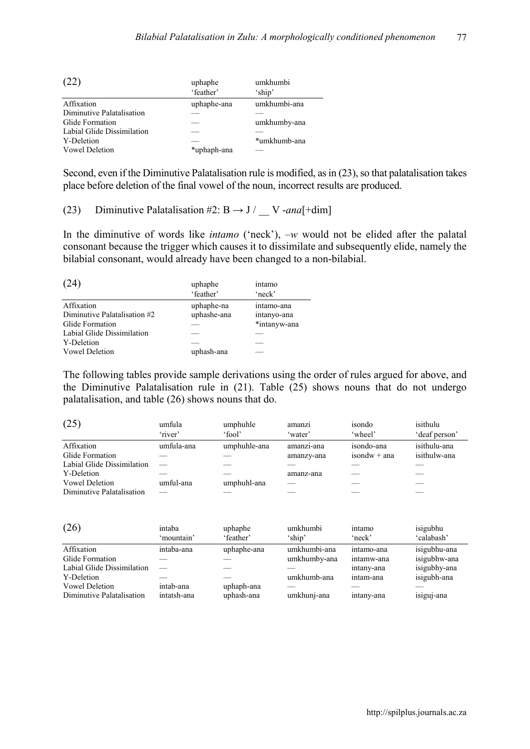(22)

| | uphaphe<br>'feather' | umkhumbi<br>'ship' |
|---|---|---|
| Affixation | uphaphe-ana | umkhumbi-ana |
| Diminutive Palatalisation | — | — |
| Glide Formation | — | umkhumby-ana |
| Labial Glide Dissimilation | — | — |
| Y-Deletion | — | *umkhumb-ana |
| Vowel Deletion | *uphaph-ana | — |

Second, even if the Diminutive Palatalisation rule is modified, as in (23), so that palatalisation takes place before deletion of the final vowel of the noun, incorrect results are produced.

(23) Diminutive Palatalisation #2: B → J / __ V -*ana*[+dim]

In the diminutive of words like *intamo* ('neck'), –*w* would not be elided after the palatal consonant because the trigger which causes it to dissimilate and subsequently elide, namely the bilabial consonant, would already have been changed to a non-bilabial.

(24)

| | uphaphe<br>'feather' | intamo<br>'neck' |
|---|---|---|
| Affixation | uphaphe-na | intamo-ana |
| Diminutive Palatalisation #2 | uphashe-ana | intanyo-ana |
| Glide Formation | — | *intanyw-ana |
| Labial Glide Dissimilation | — | — |
| Y-Deletion | — | — |
| Vowel Deletion | uphash-ana | — |

The following tables provide sample derivations using the order of rules argued for above, and the Diminutive Palatalisation rule in (21). Table (25) shows nouns that do not undergo palatalisation, and table (26) shows nouns that do.

(25)

| | umfula<br>'river' | umphuhle<br>'fool' | amanzi<br>'water' | isondo<br>'wheel' | isithulu<br>'deaf person' |
|---|---|---|---|---|---|
| Affixation | umfula-ana | umphuhle-ana | amanzi-ana | isondo-ana | isithulu-ana |
| Glide Formation | — | — | amanzy-ana | isondw + ana | isithulw-ana |
| Labial Glide Dissimilation | — | — | — | — | — |
| Y-Deletion | — | — | amanz-ana | — | — |
| Vowel Deletion | umful-ana | umphuhl-ana | — | — | — |
| Diminutive Palatalisation | — | — | — | — | — |

(26)

| | intaba<br>'mountain' | uphaphe<br>'feather' | umkhumbi<br>'ship' | intamo<br>'neck' | isigubhu<br>'calabash' |
|---|---|---|---|---|---|
| Affixation | intaba-ana | uphaphe-ana | umkhumbi-ana | intamo-ana | isigubhu-ana |
| Glide Formation | — | — | umkhumby-ana | intamw-ana | isigubhw-ana |
| Labial Glide Dissimilation | — | — | — | intany-ana | isigubhy-ana |
| Y-Deletion | — | — | umkhumb-ana | intam-ana | isigubh-ana |
| Vowel Deletion | intab-ana | uphaph-ana | — | — | — |
| Diminutive Palatalisation | intatsh-ana | uphash-ana | umkhunj-ana | intany-ana | isiguj-ana |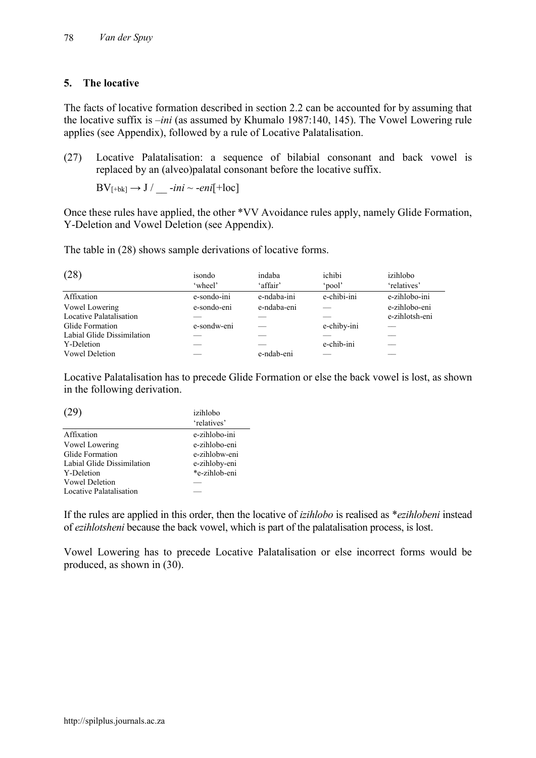## 5. The locative

The facts of locative formation described in section 2.2 can be accounted for by assuming that the locative suffix is *–ini* (as assumed by Khumalo 1987:140, 145). The Vowel Lowering rule applies (see Appendix), followed by a rule of Locative Palatalisation.

(27) Locative Palatalisation: a sequence of bilabial consonant and back vowel is replaced by an (alveo)palatal consonant before the locative suffix.

$BV_{[+bk]} \rightarrow J$ / __ *-ini* ~ *-eni*[+loc]

Once these rules have applied, the other *VV Avoidance rules apply, namely Glide Formation, Y-Deletion and Vowel Deletion (see Appendix).

The table in (28) shows sample derivations of locative forms.

(28)

| | isondo 'wheel' | indaba 'affair' | ichibi 'pool' | izihlobo 'relatives' |
|---|---|---|---|---|
| Affixation | e-sondo-ini | e-ndaba-ini | e-chibi-ini | e-zihlobo-ini |
| Vowel Lowering | e-sondo-eni | e-ndaba-eni | — | e-zihlobo-eni |
| Locative Palatalisation | — | — | — | e-zihlotsh-eni |
| Glide Formation | e-sondw-eni | — | e-chiby-ini | — |
| Labial Glide Dissimilation | — | — | — | — |
| Y-Deletion | — | — | e-chib-ini | — |
| Vowel Deletion | — | e-ndab-eni | — | — |

Locative Palatalisation has to precede Glide Formation or else the back vowel is lost, as shown in the following derivation.

(29)

| | izihlobo 'relatives' |
|---|---|
| Affixation | e-zihlobo-ini |
| Vowel Lowering | e-zihlobo-eni |
| Glide Formation | e-zihlobw-eni |
| Labial Glide Dissimilation | e-zihloby-eni |
| Y-Deletion | *e-zihlob-eni |
| Vowel Deletion | — |
| Locative Palatalisation | — |

If the rules are applied in this order, then the locative of *izihlobo* is realised as \**ezihlobeni* instead of *ezihlotsheni* because the back vowel, which is part of the palatalisation process, is lost.

Vowel Lowering has to precede Locative Palatalisation or else incorrect forms would be produced, as shown in (30).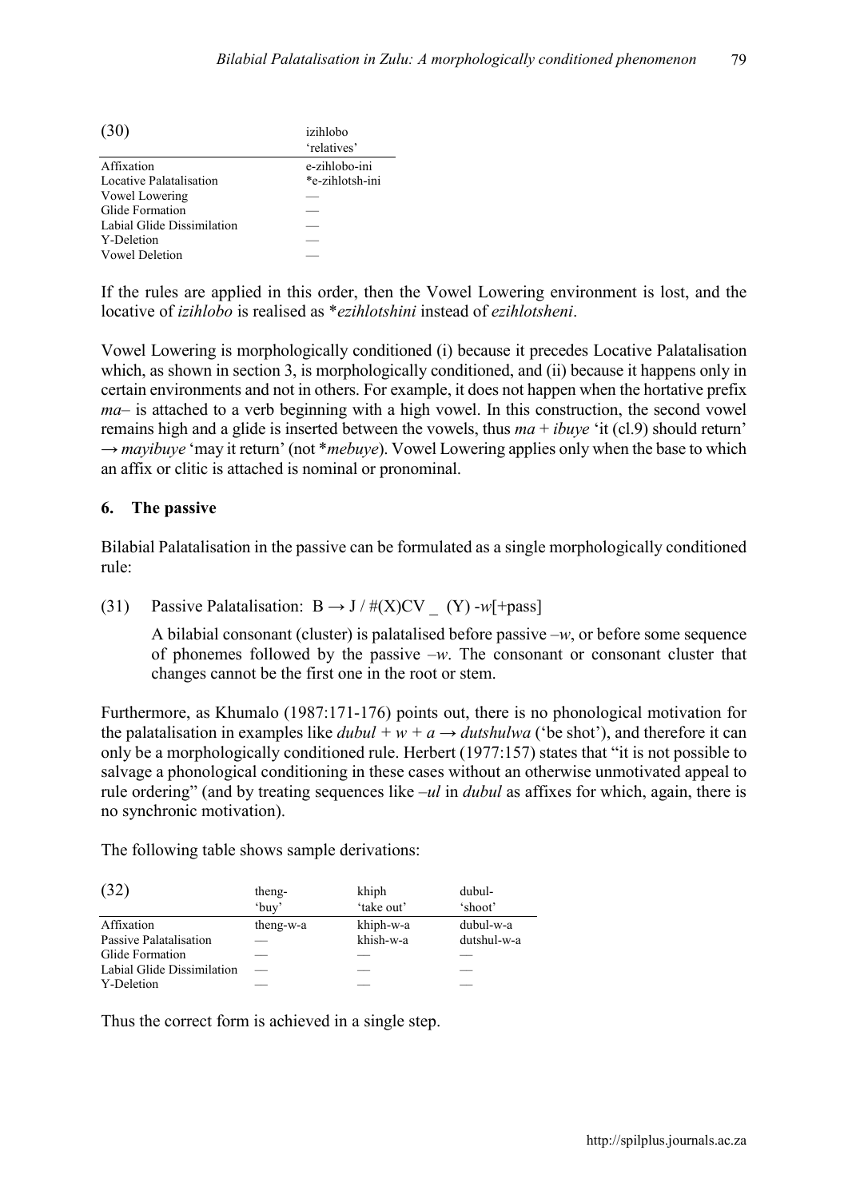(30)

| | izihlobo 'relatives' |
|---|---|
| Affixation | e-zihlobo-ini |
| Locative Palatalisation | *e-zihlotsh-ini |
| Vowel Lowering | — |
| Glide Formation | — |
| Labial Glide Dissimilation | — |
| Y-Deletion | — |
| Vowel Deletion | — |

If the rules are applied in this order, then the Vowel Lowering environment is lost, and the locative of *izihlobo* is realised as *\*ezihlotshini* instead of *ezihlotsheni*.

Vowel Lowering is morphologically conditioned (i) because it precedes Locative Palatalisation which, as shown in section 3, is morphologically conditioned, and (ii) because it happens only in certain environments and not in others. For example, it does not happen when the hortative prefix *ma–* is attached to a verb beginning with a high vowel. In this construction, the second vowel remains high and a glide is inserted between the vowels, thus *ma* + *ibuye* 'it (cl.9) should return' → *mayibuye* 'may it return' (not *\*mebuye*). Vowel Lowering applies only when the base to which an affix or clitic is attached is nominal or pronominal.

## 6. The passive

Bilabial Palatalisation in the passive can be formulated as a single morphologically conditioned rule:

(31) Passive Palatalisation: B → J / #(X)CV _ (Y) -*w*[+pass]

A bilabial consonant (cluster) is palatalised before passive –*w*, or before some sequence of phonemes followed by the passive –*w*. The consonant or consonant cluster that changes cannot be the first one in the root or stem.

Furthermore, as Khumalo (1987:171-176) points out, there is no phonological motivation for the palatalisation in examples like *dubul* + *w* + *a* → *dutshulwa* ('be shot'), and therefore it can only be a morphologically conditioned rule. Herbert (1977:157) states that "it is not possible to salvage a phonological conditioning in these cases without an otherwise unmotivated appeal to rule ordering" (and by treating sequences like –*ul* in *dubul* as affixes for which, again, there is no synchronic motivation).

The following table shows sample derivations:

(32)

| | theng- 'buy' | khiph 'take out' | dubul- 'shoot' |
|---|---|---|---|
| Affixation | theng-w-a | khiph-w-a | dubul-w-a |
| Passive Palatalisation | — | khish-w-a | dutshul-w-a |
| Glide Formation | — | — | — |
| Labial Glide Dissimilation | — | — | — |
| Y-Deletion | — | — | — |

Thus the correct form is achieved in a single step.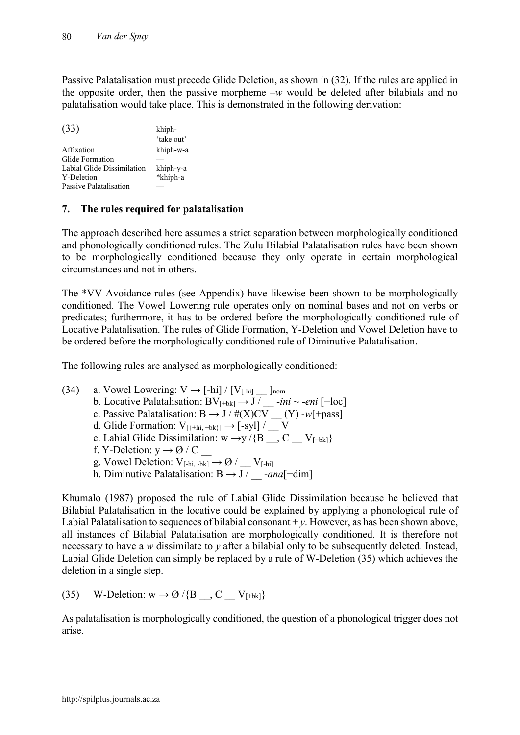Passive Palatalisation must precede Glide Deletion, as shown in (32). If the rules are applied in the opposite order, then the passive morpheme *–w* would be deleted after bilabials and no palatalisation would take place. This is demonstrated in the following derivation:

(33)

| | khiph- 'take out' |
|---|---|
| Affixation | khiph-w-a |
| Glide Formation | — |
| Labial Glide Dissimilation | khiph-y-a |
| Y-Deletion | *khiph-a |
| Passive Palatalisation | — |

## 7. The rules required for palatalisation

The approach described here assumes a strict separation between morphologically conditioned and phonologically conditioned rules. The Zulu Bilabial Palatalisation rules have been shown to be morphologically conditioned because they only operate in certain morphological circumstances and not in others.

The *VV Avoidance rules (see Appendix) have likewise been shown to be morphologically conditioned. The Vowel Lowering rule operates only on nominal bases and not on verbs or predicates; furthermore, it has to be ordered before the morphologically conditioned rule of Locative Palatalisation. The rules of Glide Formation, Y-Deletion and Vowel Deletion have to be ordered before the morphologically conditioned rule of Diminutive Palatalisation.

The following rules are analysed as morphologically conditioned:

(34)
a. Vowel Lowering: $V \rightarrow [\text{-hi}] \,/\, [V_{[\text{-hi}]} \,\_\_\, ]_{\text{nom}}$
b. Locative Palatalisation: $BV_{[\text{+bk}]} \rightarrow J \,/\, \_\_$ *-ini ~ -eni* [+loc]
c. Passive Palatalisation: $B \rightarrow J \,/\, \#(X)CV \,\_\_\, (Y)$ *-w*[+pass]
d. Glide Formation: $V_{[\{\text{+hi, +bk}\}]} \rightarrow [\text{-syl}] \,/\, \_\_\, V$
e. Labial Glide Dissimilation: $w \rightarrow y \,/\{B \,\_\_,\, C \,\_\_\, V_{[\text{+bk}]}\}$
f. Y-Deletion: $y \rightarrow \varnothing \,/\, C \,\_\_$
g. Vowel Deletion: $V_{[\text{-hi, -bk}]} \rightarrow \varnothing \,/\, \_\_\, V_{[\text{-hi}]}$
h. Diminutive Palatalisation: $B \rightarrow J \,/\, \_\_$ *-ana*[+dim]

Khumalo (1987) proposed the rule of Labial Glide Dissimilation because he believed that Bilabial Palatalisation in the locative could be explained by applying a phonological rule of Labial Palatalisation to sequences of bilabial consonant + *y*. However, as has been shown above, all instances of Bilabial Palatalisation are morphologically conditioned. It is therefore not necessary to have a *w* dissimilate to *y* after a bilabial only to be subsequently deleted. Instead, Labial Glide Deletion can simply be replaced by a rule of W-Deletion (35) which achieves the deletion in a single step.

(35) W-Deletion: $w \rightarrow \varnothing \,/\{B \,\_\_,\, C \,\_\_\, V_{[\text{+bk}]}\}$

As palatalisation is morphologically conditioned, the question of a phonological trigger does not arise.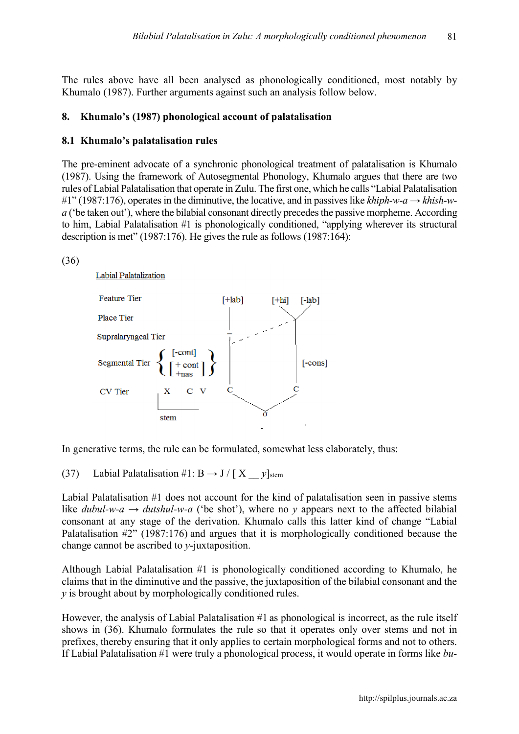The rules above have all been analysed as phonologically conditioned, most notably by Khumalo (1987). Further arguments against such an analysis follow below.

## 8. Khumalo's (1987) phonological account of palatalisation

### 8.1 Khumalo's palatalisation rules

The pre-eminent advocate of a synchronic phonological treatment of palatalisation is Khumalo (1987). Using the framework of Autosegmental Phonology, Khumalo argues that there are two rules of Labial Palatalisation that operate in Zulu. The first one, which he calls "Labial Palatalisation #1" (1987:176), operates in the diminutive, the locative, and in passives like *khiph-w-a* → *khish-w-a* ('be taken out'), where the bilabial consonant directly precedes the passive morpheme. According to him, Labial Palatalisation #1 is phonologically conditioned, "applying wherever its structural description is met" (1987:176). He gives the rule as follows (1987:164):

(36)

```
Labial Palatalization

Feature Tier                                   [+lab]      [+hi]   [-lab]
Place Tier
Supralaryngeal Tier
Segmental Tier      { [-cont] / [+cont, +nas] }                      [-cons]
CV Tier               X     C  V                C                C
                      stem                            σ
```

In generative terms, the rule can be formulated, somewhat less elaborately, thus:

(37) Labial Palatalisation #1: B → J / [ X __ *y*]$_{stem}$

Labial Palatalisation #1 does not account for the kind of palatalisation seen in passive stems like *dubul-w-a* → *dutshul-w-a* ('be shot'), where no *y* appears next to the affected bilabial consonant at any stage of the derivation. Khumalo calls this latter kind of change "Labial Palatalisation #2" (1987:176) and argues that it is morphologically conditioned because the change cannot be ascribed to *y*-juxtaposition.

Although Labial Palatalisation #1 is phonologically conditioned according to Khumalo, he claims that in the diminutive and the passive, the juxtaposition of the bilabial consonant and the *y* is brought about by morphologically conditioned rules.

However, the analysis of Labial Palatalisation #1 as phonological is incorrect, as the rule itself shows in (36). Khumalo formulates the rule so that it operates only over stems and not in prefixes, thereby ensuring that it only applies to certain morphological forms and not to others. If Labial Palatalisation #1 were truly a phonological process, it would operate in forms like *bu-*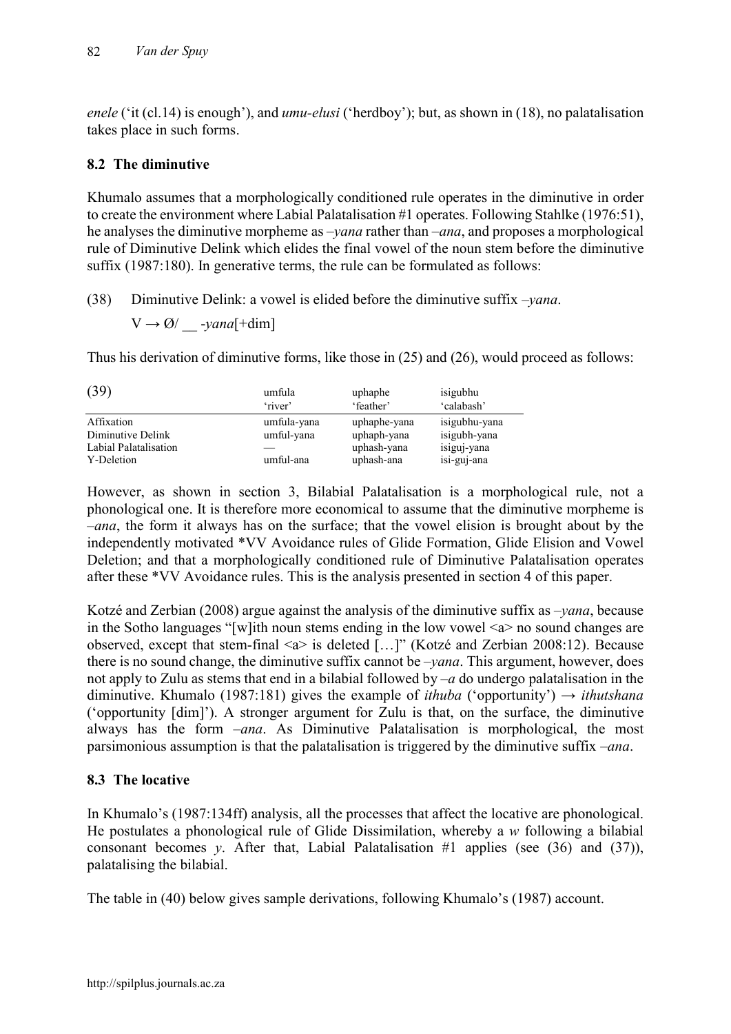*enele* ('it (cl.14) is enough'), and *umu-elusi* ('herdboy'); but, as shown in (18), no palatalisation takes place in such forms.

### 8.2 The diminutive

Khumalo assumes that a morphologically conditioned rule operates in the diminutive in order to create the environment where Labial Palatalisation #1 operates. Following Stahlke (1976:51), he analyses the diminutive morpheme as *–yana* rather than *–ana*, and proposes a morphological rule of Diminutive Delink which elides the final vowel of the noun stem before the diminutive suffix (1987:180). In generative terms, the rule can be formulated as follows:

(38) Diminutive Delink: a vowel is elided before the diminutive suffix *–yana*.

$V \rightarrow \emptyset /$ __ -*yana*[+dim]

Thus his derivation of diminutive forms, like those in (25) and (26), would proceed as follows:

(39)

| | umfula 'river' | uphaphe 'feather' | isigubhu 'calabash' |
|---|---|---|---|
| Affixation | umfula-yana | uphaphe-yana | isigubhu-yana |
| Diminutive Delink | umful-yana | uphaph-yana | isigubh-yana |
| Labial Palatalisation | — | uphash-yana | isiguj-yana |
| Y-Deletion | umful-ana | uphash-ana | isi-guj-ana |

However, as shown in section 3, Bilabial Palatalisation is a morphological rule, not a phonological one. It is therefore more economical to assume that the diminutive morpheme is *–ana*, the form it always has on the surface; that the vowel elision is brought about by the independently motivated \*VV Avoidance rules of Glide Formation, Glide Elision and Vowel Deletion; and that a morphologically conditioned rule of Diminutive Palatalisation operates after these \*VV Avoidance rules. This is the analysis presented in section 4 of this paper.

Kotzé and Zerbian (2008) argue against the analysis of the diminutive suffix as *–yana*, because in the Sotho languages "[w]ith noun stems ending in the low vowel <a> no sound changes are observed, except that stem-final <a> is deleted […]" (Kotzé and Zerbian 2008:12). Because there is no sound change, the diminutive suffix cannot be *–yana*. This argument, however, does not apply to Zulu as stems that end in a bilabial followed by *–a* do undergo palatalisation in the diminutive. Khumalo (1987:181) gives the example of *ithuba* ('opportunity') → *ithutshana* ('opportunity [dim]'). A stronger argument for Zulu is that, on the surface, the diminutive always has the form *–ana*. As Diminutive Palatalisation is morphological, the most parsimonious assumption is that the palatalisation is triggered by the diminutive suffix *–ana*.

### 8.3 The locative

In Khumalo's (1987:134ff) analysis, all the processes that affect the locative are phonological. He postulates a phonological rule of Glide Dissimilation, whereby a *w* following a bilabial consonant becomes *y*. After that, Labial Palatalisation #1 applies (see (36) and (37)), palatalising the bilabial.

The table in (40) below gives sample derivations, following Khumalo's (1987) account.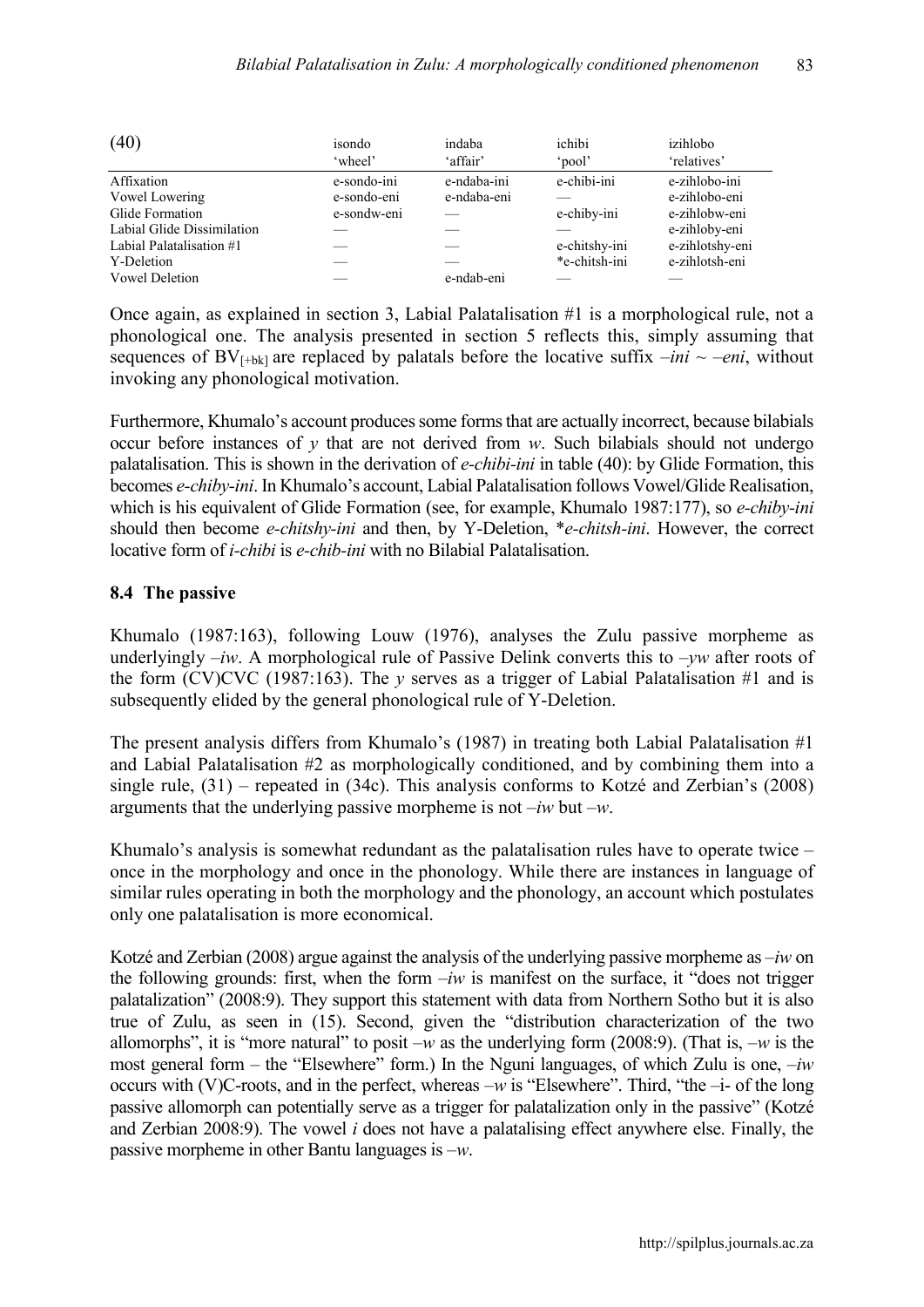| (40) | isondo 'wheel' | indaba 'affair' | ichibi 'pool' | izihlobo 'relatives' |
|---|---|---|---|---|
| Affixation | e-sondo-ini | e-ndaba-ini | e-chibi-ini | e-zihlobo-ini |
| Vowel Lowering | e-sondo-eni | e-ndaba-eni | — | e-zihlobo-eni |
| Glide Formation | e-sondw-eni | — | e-chiby-ini | e-zihlobw-eni |
| Labial Glide Dissimilation | — | — | — | e-zihloby-eni |
| Labial Palatalisation #1 | — | — | e-chitshy-ini | e-zihlotshy-eni |
| Y-Deletion | — | — | *e-chitsh-ini | e-zihlotsh-eni |
| Vowel Deletion | — | e-ndab-eni | — | — |

Once again, as explained in section 3, Labial Palatalisation #1 is a morphological rule, not a phonological one. The analysis presented in section 5 reflects this, simply assuming that sequences of $BV_{[+bk]}$ are replaced by palatals before the locative suffix *–ini* ~ *–eni*, without invoking any phonological motivation.

Furthermore, Khumalo's account produces some forms that are actually incorrect, because bilabials occur before instances of *y* that are not derived from *w*. Such bilabials should not undergo palatalisation. This is shown in the derivation of *e-chibi-ini* in table (40): by Glide Formation, this becomes *e-chiby-ini*. In Khumalo's account, Labial Palatalisation follows Vowel/Glide Realisation, which is his equivalent of Glide Formation (see, for example, Khumalo 1987:177), so *e-chiby-ini* should then become *e-chitshy-ini* and then, by Y-Deletion, \**e-chitsh-ini*. However, the correct locative form of *i-chibi* is *e-chib-ini* with no Bilabial Palatalisation.

### 8.4 The passive

Khumalo (1987:163), following Louw (1976), analyses the Zulu passive morpheme as underlyingly *–iw*. A morphological rule of Passive Delink converts this to *–yw* after roots of the form (CV)CVC (1987:163). The *y* serves as a trigger of Labial Palatalisation #1 and is subsequently elided by the general phonological rule of Y-Deletion.

The present analysis differs from Khumalo's (1987) in treating both Labial Palatalisation #1 and Labial Palatalisation #2 as morphologically conditioned, and by combining them into a single rule, (31) – repeated in (34c). This analysis conforms to Kotzé and Zerbian's (2008) arguments that the underlying passive morpheme is not *–iw* but *–w*.

Khumalo's analysis is somewhat redundant as the palatalisation rules have to operate twice – once in the morphology and once in the phonology. While there are instances in language of similar rules operating in both the morphology and the phonology, an account which postulates only one palatalisation is more economical.

Kotzé and Zerbian (2008) argue against the analysis of the underlying passive morpheme as *–iw* on the following grounds: first, when the form *–iw* is manifest on the surface, it "does not trigger palatalization" (2008:9). They support this statement with data from Northern Sotho but it is also true of Zulu, as seen in (15). Second, given the "distribution characterization of the two allomorphs", it is "more natural" to posit *–w* as the underlying form (2008:9). (That is, *–w* is the most general form – the "Elsewhere" form.) In the Nguni languages, of which Zulu is one, *–iw* occurs with (V)C-roots, and in the perfect, whereas *–w* is "Elsewhere". Third, "the –i- of the long passive allomorph can potentially serve as a trigger for palatalization only in the passive" (Kotzé and Zerbian 2008:9). The vowel *i* does not have a palatalising effect anywhere else. Finally, the passive morpheme in other Bantu languages is *–w*.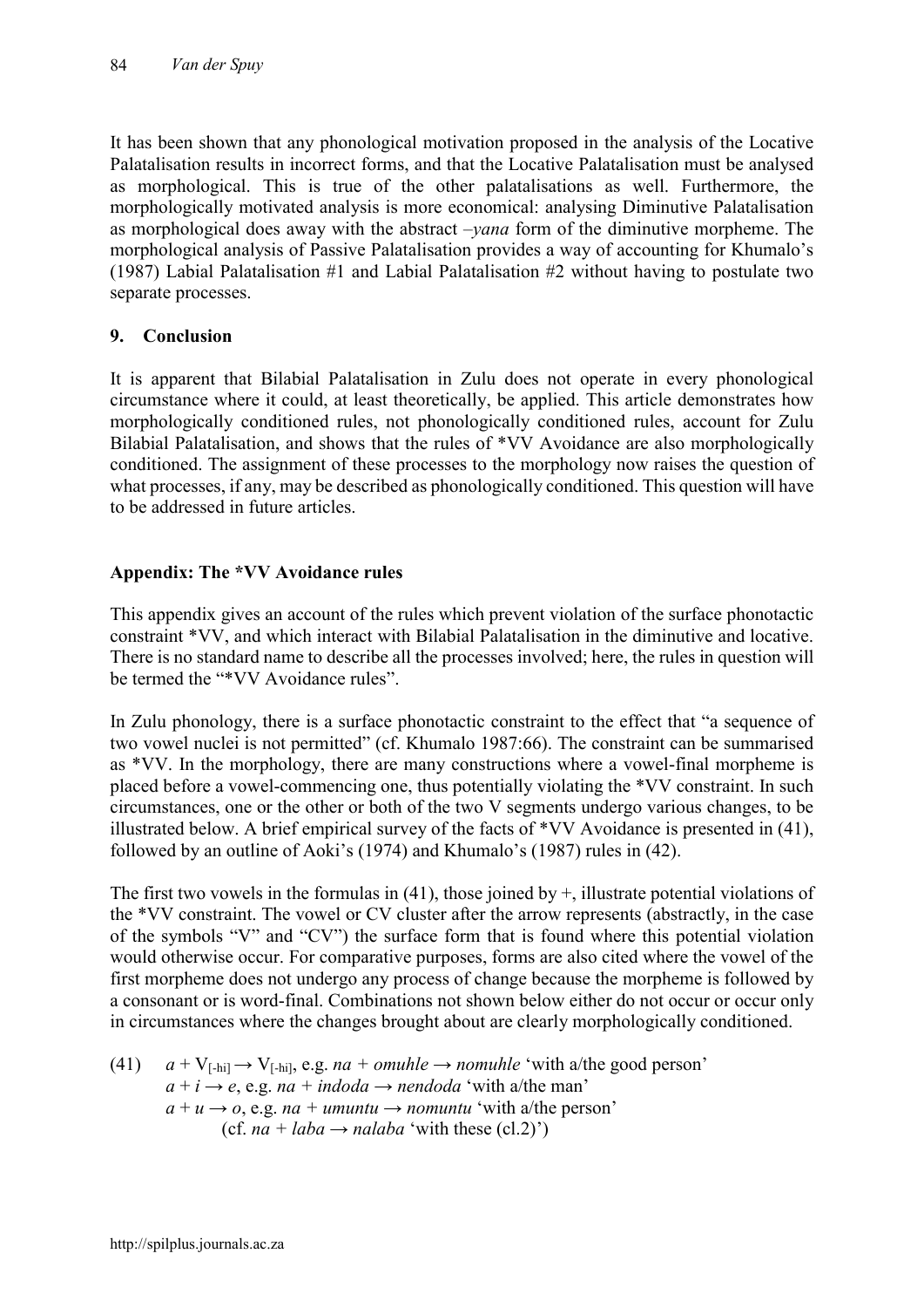It has been shown that any phonological motivation proposed in the analysis of the Locative Palatalisation results in incorrect forms, and that the Locative Palatalisation must be analysed as morphological. This is true of the other palatalisations as well. Furthermore, the morphologically motivated analysis is more economical: analysing Diminutive Palatalisation as morphological does away with the abstract *–yana* form of the diminutive morpheme. The morphological analysis of Passive Palatalisation provides a way of accounting for Khumalo's (1987) Labial Palatalisation #1 and Labial Palatalisation #2 without having to postulate two separate processes.

## 9. Conclusion

It is apparent that Bilabial Palatalisation in Zulu does not operate in every phonological circumstance where it could, at least theoretically, be applied. This article demonstrates how morphologically conditioned rules, not phonologically conditioned rules, account for Zulu Bilabial Palatalisation, and shows that the rules of *VV Avoidance are also morphologically conditioned. The assignment of these processes to the morphology now raises the question of what processes, if any, may be described as phonologically conditioned. This question will have to be addressed in future articles.

## Appendix: The *VV Avoidance rules

This appendix gives an account of the rules which prevent violation of the surface phonotactic constraint *VV, and which interact with Bilabial Palatalisation in the diminutive and locative. There is no standard name to describe all the processes involved; here, the rules in question will be termed the "*VV Avoidance rules".

In Zulu phonology, there is a surface phonotactic constraint to the effect that "a sequence of two vowel nuclei is not permitted" (cf. Khumalo 1987:66). The constraint can be summarised as *VV. In the morphology, there are many constructions where a vowel-final morpheme is placed before a vowel-commencing one, thus potentially violating the *VV constraint. In such circumstances, one or the other or both of the two V segments undergo various changes, to be illustrated below. A brief empirical survey of the facts of *VV Avoidance is presented in (41), followed by an outline of Aoki's (1974) and Khumalo's (1987) rules in (42).

The first two vowels in the formulas in (41), those joined by +, illustrate potential violations of the *VV constraint. The vowel or CV cluster after the arrow represents (abstractly, in the case of the symbols "V" and "CV") the surface form that is found where this potential violation would otherwise occur. For comparative purposes, forms are also cited where the vowel of the first morpheme does not undergo any process of change because the morpheme is followed by a consonant or is word-final. Combinations not shown below either do not occur or occur only in circumstances where the changes brought about are clearly morphologically conditioned.

(41) $a + V_{[-hi]} \rightarrow V_{[-hi]}$, e.g. *na* + *omuhle* → *nomuhle* 'with a/the good person'
$a + i \rightarrow e$, e.g. *na* + *indoda* → *nendoda* 'with a/the man'
$a + u \rightarrow o$, e.g. *na* + *umuntu* → *nomuntu* 'with a/the person'
(cf. *na* + *laba* → *nalaba* 'with these (cl.2)')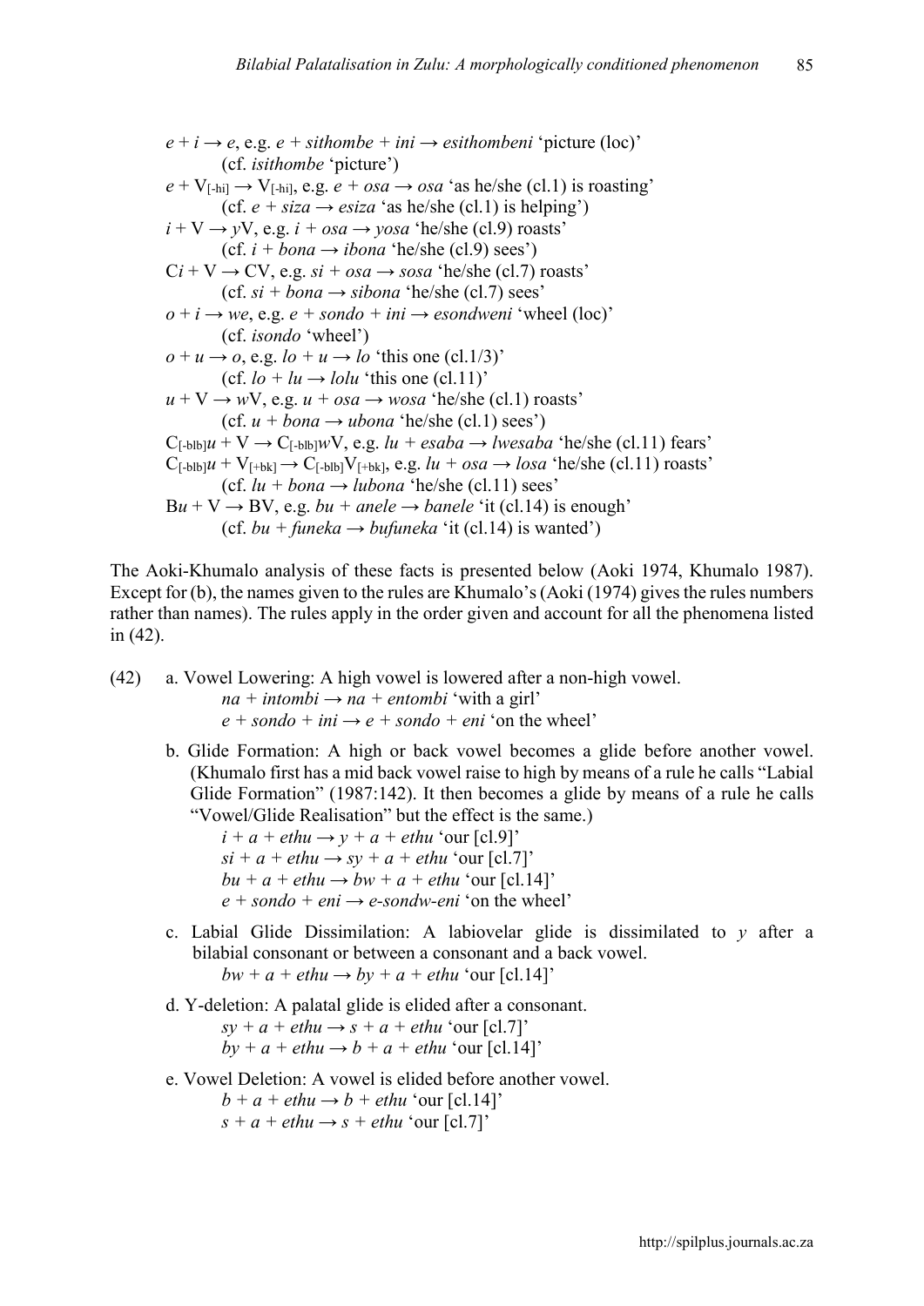*e* + *i* → *e*, e.g. *e* + *sithombe* + *ini* → *esithombeni* 'picture (loc)'
(cf. *isithombe* 'picture')

*e* + $V_{[\text{-hi}]}$ → $V_{[\text{-hi}]}$, e.g. *e* + *osa* → *osa* 'as he/she (cl.1) is roasting'
(cf. *e* + *siza* → *esiza* 'as he/she (cl.1) is helping')

*i* + V → *y*V, e.g. *i* + *osa* → *yosa* 'he/she (cl.9) roasts'
(cf. *i* + *bona* → *ibona* 'he/she (cl.9) sees')

C*i* + V → CV, e.g. *si* + *osa* → *sosa* 'he/she (cl.7) roasts'
(cf. *si* + *bona* → *sibona* 'he/she (cl.7) sees'

*o* + *i* → *we*, e.g. *e* + *sondo* + *ini* → *esondweni* 'wheel (loc)'
(cf. *isondo* 'wheel')

*o* + *u* → *o*, e.g. *lo* + *u* → *lo* 'this one (cl.1/3)'
(cf. *lo* + *lu* → *lolu* 'this one (cl.11)'

*u* + V → *w*V, e.g. *u* + *osa* → *wosa* 'he/she (cl.1) roasts'
(cf. *u* + *bona* → *ubona* 'he/she (cl.1) sees')

$C_{[\text{-blb}]}$*u* + V → $C_{[\text{-blb}]}$*w*V, e.g. *lu* + *esaba* → *lwesaba* 'he/she (cl.11) fears'

$C_{[\text{-blb}]}$*u* + $V_{[\text{+bk}]}$ → $C_{[\text{-blb}]}V_{[\text{+bk}]}$, e.g. *lu* + *osa* → *losa* 'he/she (cl.11) roasts'
(cf. *lu* + *bona* → *lubona* 'he/she (cl.11) sees'

B*u* + V → BV, e.g. *bu* + *anele* → *banele* 'it (cl.14) is enough'
(cf. *bu* + *funeka* → *bufuneka* 'it (cl.14) is wanted')

The Aoki-Khumalo analysis of these facts is presented below (Aoki 1974, Khumalo 1987). Except for (b), the names given to the rules are Khumalo's (Aoki (1974) gives the rules numbers rather than names). The rules apply in the order given and account for all the phenomena listed in (42).

(42) a. Vowel Lowering: A high vowel is lowered after a non-high vowel.
*na* + *intombi* → *na* + *entombi* 'with a girl'
*e* + *sondo* + *ini* → *e* + *sondo* + *eni* 'on the wheel'

b. Glide Formation: A high or back vowel becomes a glide before another vowel. (Khumalo first has a mid back vowel raise to high by means of a rule he calls "Labial Glide Formation" (1987:142). It then becomes a glide by means of a rule he calls "Vowel/Glide Realisation" but the effect is the same.)
*i* + *a* + *ethu* → *y* + *a* + *ethu* 'our [cl.9]'
*si* + *a* + *ethu* → *sy* + *a* + *ethu* 'our [cl.7]'
*bu* + *a* + *ethu* → *bw* + *a* + *ethu* 'our [cl.14]'
*e* + *sondo* + *eni* → *e-sondw-eni* 'on the wheel'

c. Labial Glide Dissimilation: A labiovelar glide is dissimilated to *y* after a bilabial consonant or between a consonant and a back vowel.
*bw* + *a* + *ethu* → *by* + *a* + *ethu* 'our [cl.14]'

d. Y-deletion: A palatal glide is elided after a consonant.
*sy* + *a* + *ethu* → *s* + *a* + *ethu* 'our [cl.7]'
*by* + *a* + *ethu* → *b* + *a* + *ethu* 'our [cl.14]'

e. Vowel Deletion: A vowel is elided before another vowel.
*b* + *a* + *ethu* → *b* + *ethu* 'our [cl.14]'
*s* + *a* + *ethu* → *s* + *ethu* 'our [cl.7]'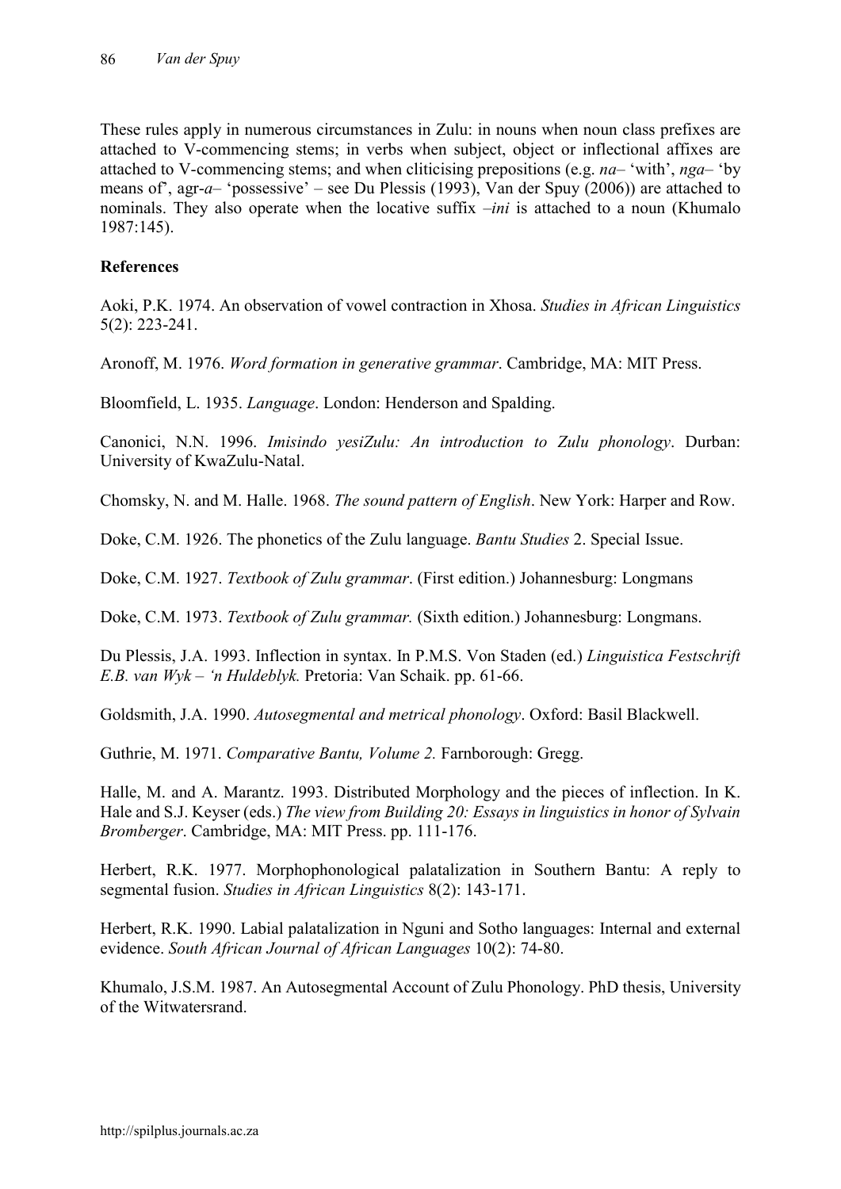These rules apply in numerous circumstances in Zulu: in nouns when noun class prefixes are attached to V-commencing stems; in verbs when subject, object or inflectional affixes are attached to V-commencing stems; and when cliticising prepositions (e.g. *na*– 'with', *nga*– 'by means of', agr-*a*– 'possessive' – see Du Plessis (1993), Van der Spuy (2006)) are attached to nominals. They also operate when the locative suffix –*ini* is attached to a noun (Khumalo 1987:145).

**References**

Aoki, P.K. 1974. An observation of vowel contraction in Xhosa. *Studies in African Linguistics* 5(2): 223-241.

Aronoff, M. 1976. *Word formation in generative grammar*. Cambridge, MA: MIT Press.

Bloomfield, L. 1935. *Language*. London: Henderson and Spalding.

Canonici, N.N. 1996. *Imisindo yesiZulu: An introduction to Zulu phonology*. Durban: University of KwaZulu-Natal.

Chomsky, N. and M. Halle. 1968. *The sound pattern of English*. New York: Harper and Row.

Doke, C.M. 1926. The phonetics of the Zulu language. *Bantu Studies* 2. Special Issue.

Doke, C.M. 1927. *Textbook of Zulu grammar*. (First edition.) Johannesburg: Longmans

Doke, C.M. 1973. *Textbook of Zulu grammar.* (Sixth edition.) Johannesburg: Longmans.

Du Plessis, J.A. 1993. Inflection in syntax. In P.M.S. Von Staden (ed.) *Linguistica Festschrift E.B. van Wyk – 'n Huldeblyk.* Pretoria: Van Schaik. pp. 61-66.

Goldsmith, J.A. 1990. *Autosegmental and metrical phonology*. Oxford: Basil Blackwell.

Guthrie, M. 1971. *Comparative Bantu, Volume 2.* Farnborough: Gregg.

Halle, M. and A. Marantz. 1993. Distributed Morphology and the pieces of inflection. In K. Hale and S.J. Keyser (eds.) *The view from Building 20: Essays in linguistics in honor of Sylvain Bromberger*. Cambridge, MA: MIT Press. pp. 111-176.

Herbert, R.K. 1977. Morphophonological palatalization in Southern Bantu: A reply to segmental fusion. *Studies in African Linguistics* 8(2): 143-171.

Herbert, R.K. 1990. Labial palatalization in Nguni and Sotho languages: Internal and external evidence. *South African Journal of African Languages* 10(2): 74-80.

Khumalo, J.S.M. 1987. An Autosegmental Account of Zulu Phonology. PhD thesis, University of the Witwatersrand.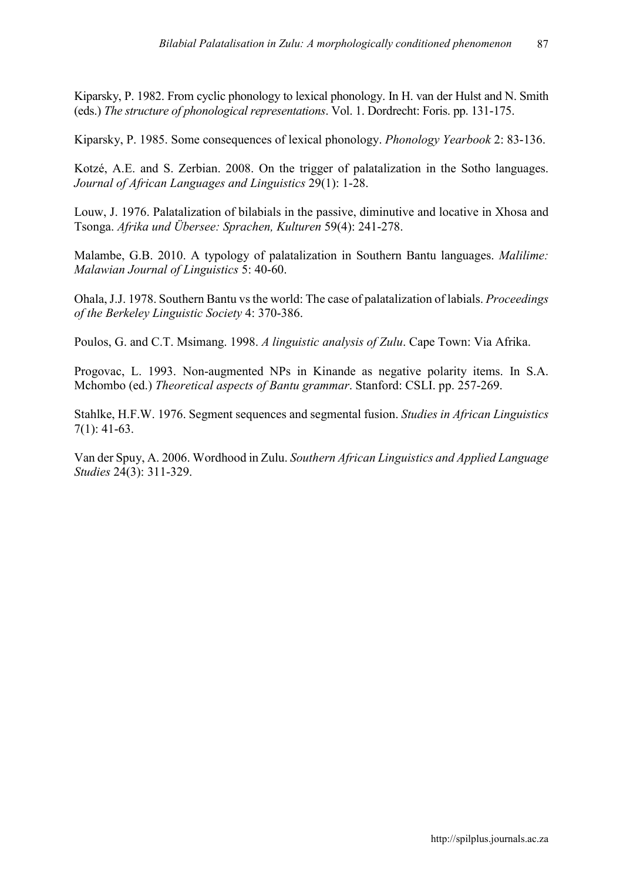Kiparsky, P. 1982. From cyclic phonology to lexical phonology. In H. van der Hulst and N. Smith (eds.) *The structure of phonological representations*. Vol. 1. Dordrecht: Foris. pp. 131-175.

Kiparsky, P. 1985. Some consequences of lexical phonology. *Phonology Yearbook* 2: 83-136.

Kotzé, A.E. and S. Zerbian. 2008. On the trigger of palatalization in the Sotho languages. *Journal of African Languages and Linguistics* 29(1): 1-28.

Louw, J. 1976. Palatalization of bilabials in the passive, diminutive and locative in Xhosa and Tsonga. *Afrika und Übersee: Sprachen, Kulturen* 59(4): 241-278.

Malambe, G.B. 2010. A typology of palatalization in Southern Bantu languages. *Malilime: Malawian Journal of Linguistics* 5: 40-60.

Ohala, J.J. 1978. Southern Bantu vs the world: The case of palatalization of labials. *Proceedings of the Berkeley Linguistic Society* 4: 370-386.

Poulos, G. and C.T. Msimang. 1998. *A linguistic analysis of Zulu*. Cape Town: Via Afrika.

Progovac, L. 1993. Non-augmented NPs in Kinande as negative polarity items. In S.A. Mchombo (ed.) *Theoretical aspects of Bantu grammar*. Stanford: CSLI. pp. 257-269.

Stahlke, H.F.W. 1976. Segment sequences and segmental fusion. *Studies in African Linguistics* 7(1): 41-63.

Van der Spuy, A. 2006. Wordhood in Zulu. *Southern African Linguistics and Applied Language Studies* 24(3): 311-329.